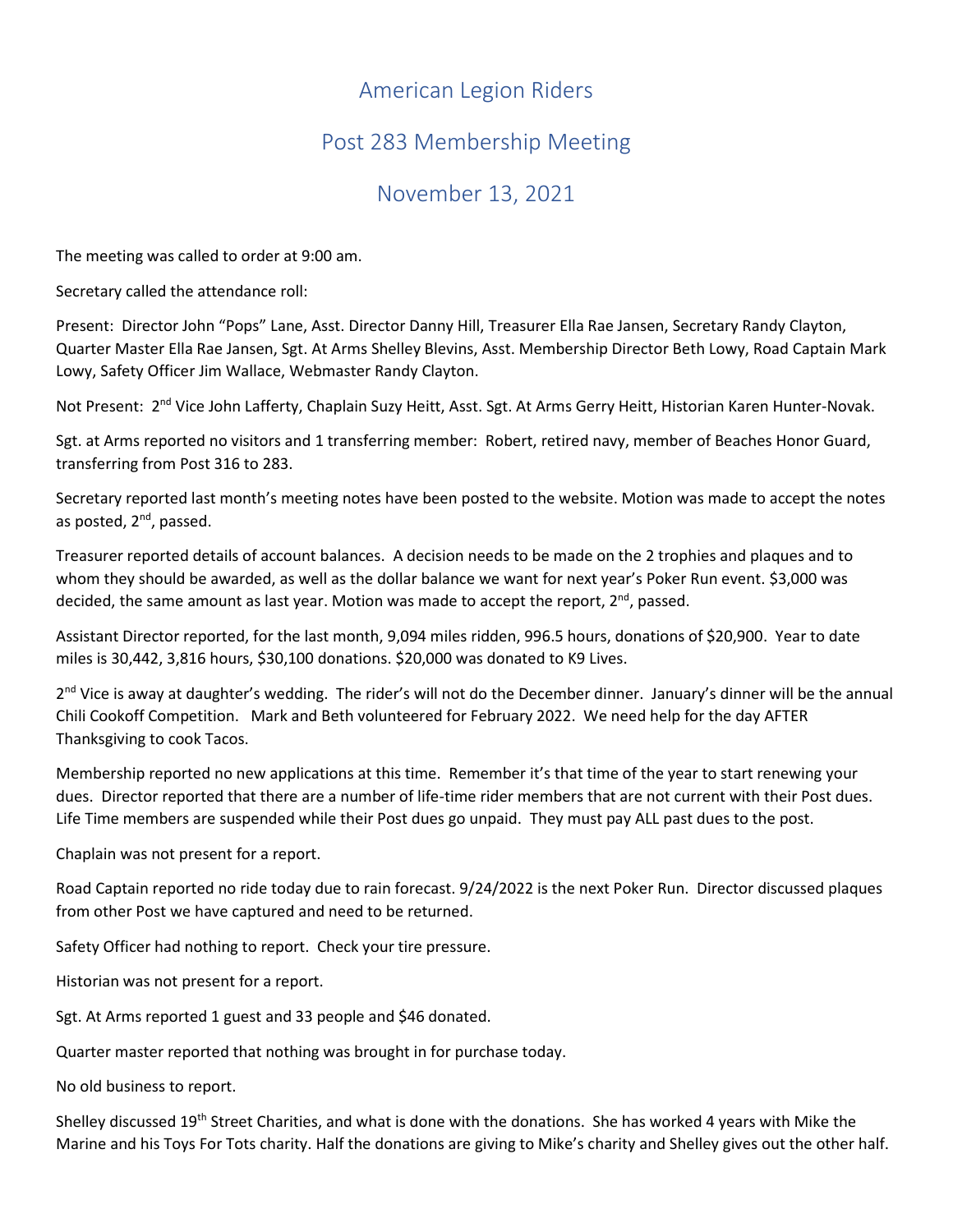# American Legion Riders

## Post 283 Membership Meeting

## November 13, 2021

The meeting was called to order at 9:00 am.

Secretary called the attendance roll:

Present: Director John "Pops" Lane, Asst. Director Danny Hill, Treasurer Ella Rae Jansen, Secretary Randy Clayton, Quarter Master Ella Rae Jansen, Sgt. At Arms Shelley Blevins, Asst. Membership Director Beth Lowy, Road Captain Mark Lowy, Safety Officer Jim Wallace, Webmaster Randy Clayton.

Not Present: 2nd Vice John Lafferty, Chaplain Suzy Heitt, Asst. Sgt. At Arms Gerry Heitt, Historian Karen Hunter-Novak.

Sgt. at Arms reported no visitors and 1 transferring member: Robert, retired navy, member of Beaches Honor Guard, transferring from Post 316 to 283.

Secretary reported last month's meeting notes have been posted to the website. Motion was made to accept the notes as posted, 2nd, passed.

Treasurer reported details of account balances. A decision needs to be made on the 2 trophies and plaques and to whom they should be awarded, as well as the dollar balance we want for next year's Poker Run event. $3,000 was decided, the same amount as last year. Motion was made to accept the report, 2nd, passed.

Assistant Director reported, for the last month, 9,094 miles ridden, 996.5 hours, donations of $20,900. Year to date miles is 30,442, 3,816 hours, $30,100 donations. $20,000 was donated to K9 Lives.

2nd Vice is away at daughter's wedding. The rider's will not do the December dinner. January's dinner will be the annual Chili Cookoff Competition. Mark and Beth volunteered for February 2022. We need help for the day AFTER Thanksgiving to cook Tacos.

Membership reported no new applications at this time. Remember it's that time of the year to start renewing your dues. Director reported that there are a number of life-time rider members that are not current with their Post dues. Life Time members are suspended while their Post dues go unpaid. They must pay ALL past dues to the post.

Chaplain was not present for a report.

Road Captain reported no ride today due to rain forecast. 9/24/2022 is the next Poker Run. Director discussed plaques from other Post we have captured and need to be returned.

Safety Officer had nothing to report. Check your tire pressure.

Historian was not present for a report.

Sgt. At Arms reported 1 guest and 33 people and $46 donated.

Quarter master reported that nothing was brought in for purchase today.

No old business to report.

Shelley discussed 19th Street Charities, and what is done with the donations. She has worked 4 years with Mike the Marine and his Toys For Tots charity. Half the donations are giving to Mike's charity and Shelley gives out the other half.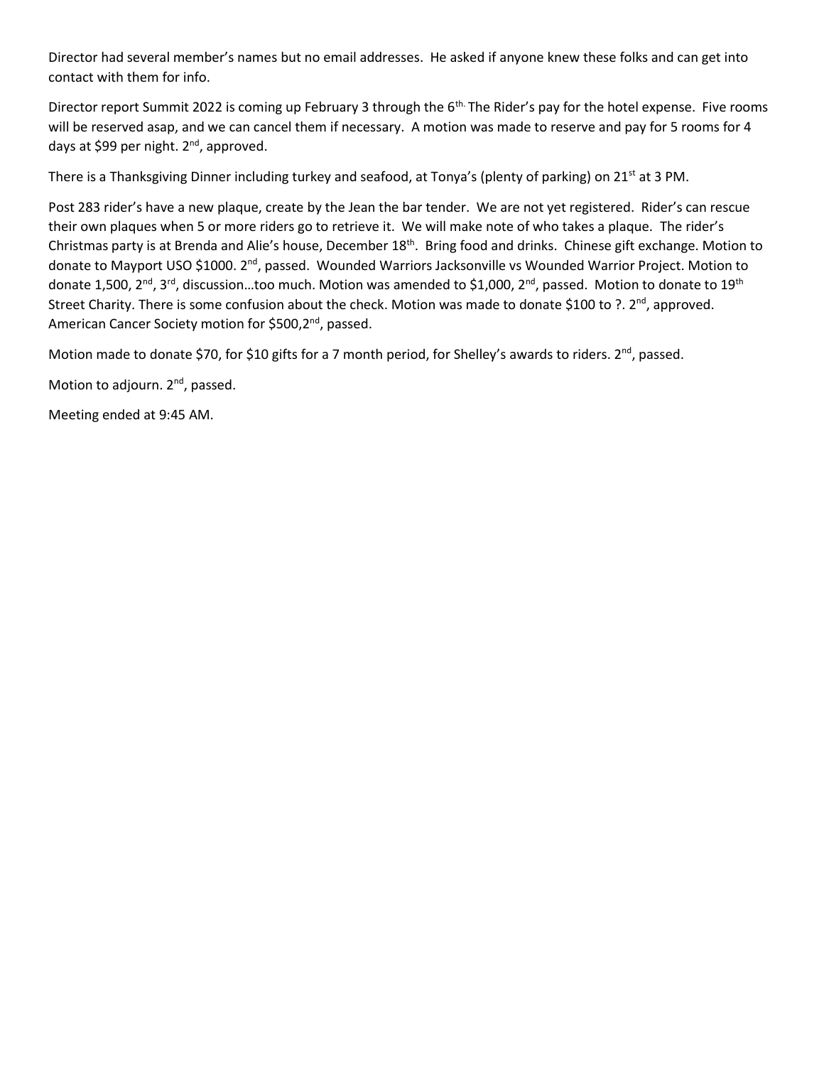Director had several member's names but no email addresses. He asked if anyone knew these folks and can get into contact with them for info.

Director report Summit 2022 is coming up February 3 through the 6th. The Rider's pay for the hotel expense. Five rooms will be reserved asap, and we can cancel them if necessary. A motion was made to reserve and pay for 5 rooms for 4 days at $99 per night. 2nd, approved.

There is a Thanksgiving Dinner including turkey and seafood, at Tonya's (plenty of parking) on 21st at 3 PM.

Post 283 rider's have a new plaque, create by the Jean the bar tender. We are not yet registered. Rider's can rescue their own plaques when 5 or more riders go to retrieve it. We will make note of who takes a plaque. The rider's Christmas party is at Brenda and Alie's house, December 18th. Bring food and drinks. Chinese gift exchange. Motion to donate to Mayport USO $1000. 2nd, passed. Wounded Warriors Jacksonville vs Wounded Warrior Project. Motion to donate 1,500, 2nd, 3rd, discussion…too much. Motion was amended to $1,000, 2nd, passed. Motion to donate to 19th Street Charity. There is some confusion about the check. Motion was made to donate $100 to ?. 2nd, approved. American Cancer Society motion for $500,2nd, passed.

Motion made to donate $70, for $10 gifts for a 7 month period, for Shelley's awards to riders. 2nd, passed.

Motion to adjourn. 2nd, passed.

Meeting ended at 9:45 AM.